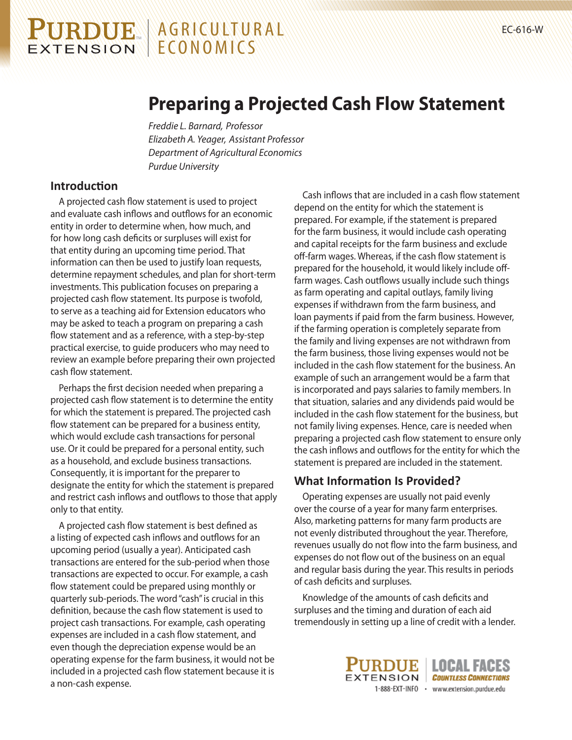PURDUE EXTENSION | AGRICULTURAL ECONOMICS

EC-616-W

# Preparing a Projected Cash Flow Statement

*Freddie L. Barnard, Professor*
*Elizabeth A. Yeager, Assistant Professor*
*Department of Agricultural Economics*
*Purdue University*

## Introduction

A projected cash flow statement is used to project and evaluate cash inflows and outflows for an economic entity in order to determine when, how much, and for how long cash deficits or surpluses will exist for that entity during an upcoming time period. That information can then be used to justify loan requests, determine repayment schedules, and plan for short-term investments. This publication focuses on preparing a projected cash flow statement. Its purpose is twofold, to serve as a teaching aid for Extension educators who may be asked to teach a program on preparing a cash flow statement and as a reference, with a step-by-step practical exercise, to guide producers who may need to review an example before preparing their own projected cash flow statement.

Perhaps the first decision needed when preparing a projected cash flow statement is to determine the entity for which the statement is prepared. The projected cash flow statement can be prepared for a business entity, which would exclude cash transactions for personal use. Or it could be prepared for a personal entity, such as a household, and exclude business transactions. Consequently, it is important for the preparer to designate the entity for which the statement is prepared and restrict cash inflows and outflows to those that apply only to that entity.

A projected cash flow statement is best defined as a listing of expected cash inflows and outflows for an upcoming period (usually a year). Anticipated cash transactions are entered for the sub-period when those transactions are expected to occur. For example, a cash flow statement could be prepared using monthly or quarterly sub-periods. The word "cash" is crucial in this definition, because the cash flow statement is used to project cash transactions. For example, cash operating expenses are included in a cash flow statement, and even though the depreciation expense would be an operating expense for the farm business, it would not be included in a projected cash flow statement because it is a non-cash expense.

Cash inflows that are included in a cash flow statement depend on the entity for which the statement is prepared. For example, if the statement is prepared for the farm business, it would include cash operating and capital receipts for the farm business and exclude off-farm wages. Whereas, if the cash flow statement is prepared for the household, it would likely include off-farm wages. Cash outflows usually include such things as farm operating and capital outlays, family living expenses if withdrawn from the farm business, and loan payments if paid from the farm business. However, if the farming operation is completely separate from the family and living expenses are not withdrawn from the farm business, those living expenses would not be included in the cash flow statement for the business. An example of such an arrangement would be a farm that is incorporated and pays salaries to family members. In that situation, salaries and any dividends paid would be included in the cash flow statement for the business, but not family living expenses. Hence, care is needed when preparing a projected cash flow statement to ensure only the cash inflows and outflows for the entity for which the statement is prepared are included in the statement.

## What Information Is Provided?

Operating expenses are usually not paid evenly over the course of a year for many farm enterprises. Also, marketing patterns for many farm products are not evenly distributed throughout the year. Therefore, revenues usually do not flow into the farm business, and expenses do not flow out of the business on an equal and regular basis during the year. This results in periods of cash deficits and surpluses.

Knowledge of the amounts of cash deficits and surpluses and the timing and duration of each aid tremendously in setting up a line of credit with a lender.

PURDUE EXTENSION | LOCAL FACES COUNTLESS CONNECTIONS
1-888-EXT-INFO • www.extension.purdue.edu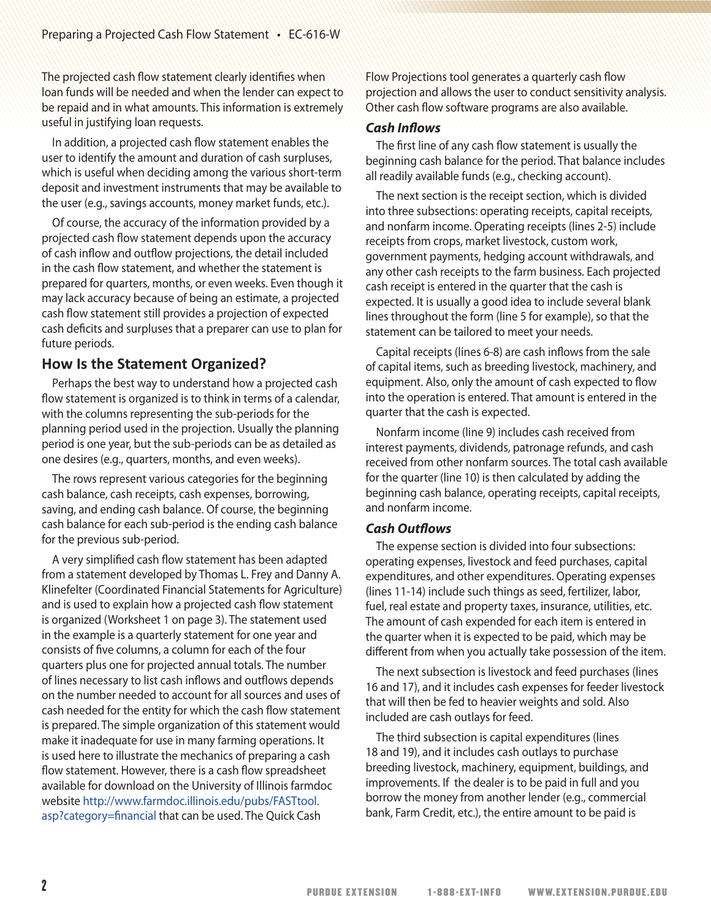The projected cash flow statement clearly identifies when loan funds will be needed and when the lender can expect to be repaid and in what amounts. This information is extremely useful in justifying loan requests.

In addition, a projected cash flow statement enables the user to identify the amount and duration of cash surpluses, which is useful when deciding among the various short-term deposit and investment instruments that may be available to the user (e.g., savings accounts, money market funds, etc.).

Of course, the accuracy of the information provided by a projected cash flow statement depends upon the accuracy of cash inflow and outflow projections, the detail included in the cash flow statement, and whether the statement is prepared for quarters, months, or even weeks. Even though it may lack accuracy because of being an estimate, a projected cash flow statement still provides a projection of expected cash deficits and surpluses that a preparer can use to plan for future periods.

## How Is the Statement Organized?

Perhaps the best way to understand how a projected cash flow statement is organized is to think in terms of a calendar, with the columns representing the sub-periods for the planning period used in the projection. Usually the planning period is one year, but the sub-periods can be as detailed as one desires (e.g., quarters, months, and even weeks).

The rows represent various categories for the beginning cash balance, cash receipts, cash expenses, borrowing, saving, and ending cash balance. Of course, the beginning cash balance for each sub-period is the ending cash balance for the previous sub-period.

A very simplified cash flow statement has been adapted from a statement developed by Thomas L. Frey and Danny A. Klinefelter (Coordinated Financial Statements for Agriculture) and is used to explain how a projected cash flow statement is organized (Worksheet 1 on page 3). The statement used in the example is a quarterly statement for one year and consists of five columns, a column for each of the four quarters plus one for projected annual totals. The number of lines necessary to list cash inflows and outflows depends on the number needed to account for all sources and uses of cash needed for the entity for which the cash flow statement is prepared. The simple organization of this statement would make it inadequate for use in many farming operations. It is used here to illustrate the mechanics of preparing a cash flow statement. However, there is a cash flow spreadsheet available for download on the University of Illinois farmdoc website http://www.farmdoc.illinois.edu/pubs/FASTtool.asp?category=financial that can be used. The Quick Cash Flow Projections tool generates a quarterly cash flow projection and allows the user to conduct sensitivity analysis. Other cash flow software programs are also available.

### *Cash Inflows*

The first line of any cash flow statement is usually the beginning cash balance for the period. That balance includes all readily available funds (e.g., checking account).

The next section is the receipt section, which is divided into three subsections: operating receipts, capital receipts, and nonfarm income. Operating receipts (lines 2-5) include receipts from crops, market livestock, custom work, government payments, hedging account withdrawals, and any other cash receipts to the farm business. Each projected cash receipt is entered in the quarter that the cash is expected. It is usually a good idea to include several blank lines throughout the form (line 5 for example), so that the statement can be tailored to meet your needs.

Capital receipts (lines 6-8) are cash inflows from the sale of capital items, such as breeding livestock, machinery, and equipment. Also, only the amount of cash expected to flow into the operation is entered. That amount is entered in the quarter that the cash is expected.

Nonfarm income (line 9) includes cash received from interest payments, dividends, patronage refunds, and cash received from other nonfarm sources. The total cash available for the quarter (line 10) is then calculated by adding the beginning cash balance, operating receipts, capital receipts, and nonfarm income.

### *Cash Outflows*

The expense section is divided into four subsections: operating expenses, livestock and feed purchases, capital expenditures, and other expenditures. Operating expenses (lines 11-14) include such things as seed, fertilizer, labor, fuel, real estate and property taxes, insurance, utilities, etc. The amount of cash expended for each item is entered in the quarter when it is expected to be paid, which may be different from when you actually take possession of the item.

The next subsection is livestock and feed purchases (lines 16 and 17), and it includes cash expenses for feeder livestock that will then be fed to heavier weights and sold. Also included are cash outlays for feed.

The third subsection is capital expenditures (lines 18 and 19), and it includes cash outlays to purchase breeding livestock, machinery, equipment, buildings, and improvements. If the dealer is to be paid in full and you borrow the money from another lender (e.g., commercial bank, Farm Credit, etc.), the entire amount to be paid is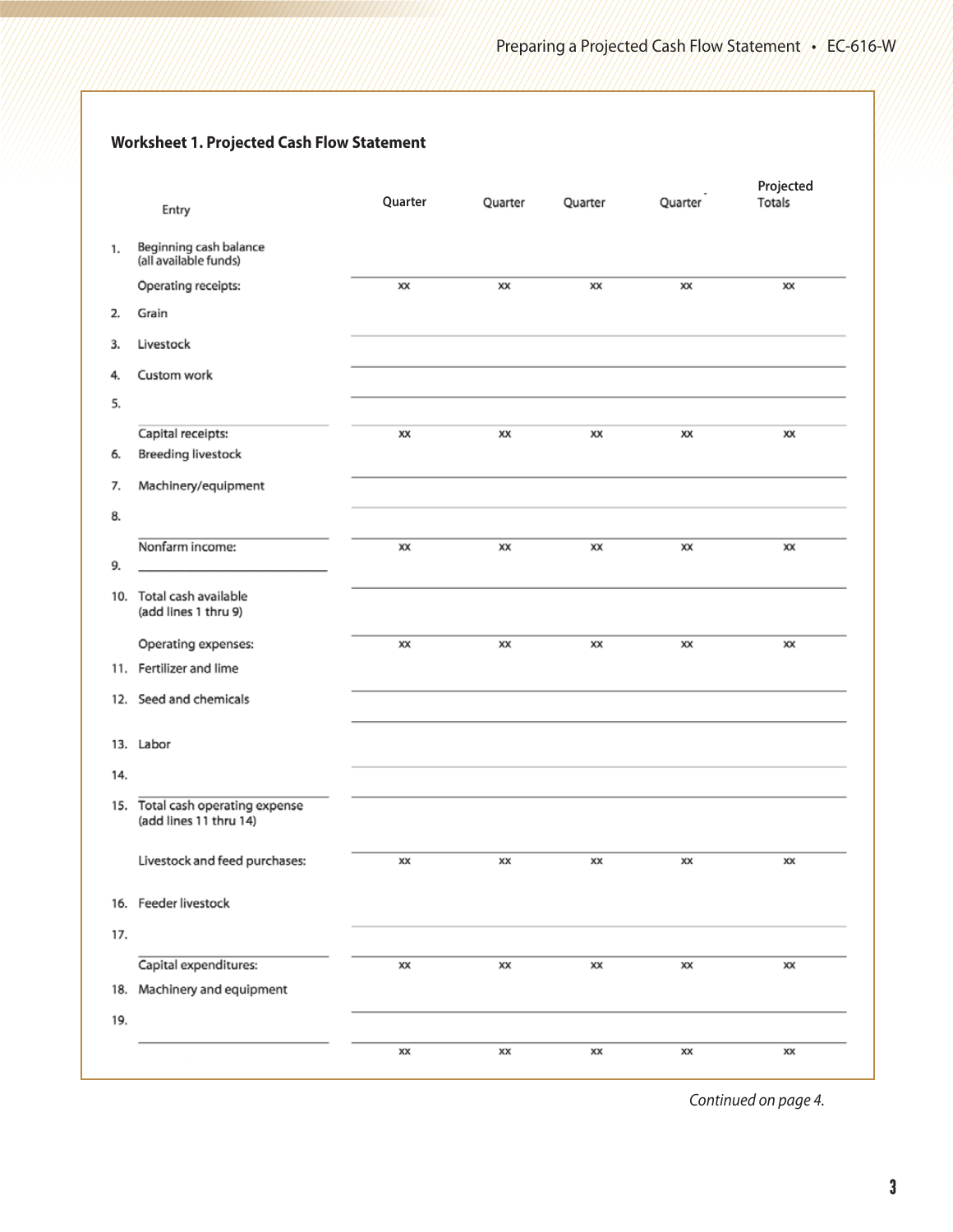### Worksheet 1. Projected Cash Flow Statement

| | Entry | Quarter | Quarter | Quarter | Quarter | Projected Totals |
|---|---|---|---|---|---|---|
| 1. | Beginning cash balance (all available funds) | | | | | |
| | Operating receipts: | xx | xx | xx | xx | xx |
| 2. | Grain | | | | | |
| 3. | Livestock | | | | | |
| 4. | Custom work | | | | | |
| 5. | | | | | | |
| | Capital receipts: | xx | xx | xx | xx | xx |
| 6. | Breeding livestock | | | | | |
| 7. | Machinery/equipment | | | | | |
| 8. | | | | | | |
| | Nonfarm income: | xx | xx | xx | xx | xx |
| 9. | | | | | | |
| 10. | Total cash available (add lines 1 thru 9) | | | | | |
| | Operating expenses: | xx | xx | xx | xx | xx |
| 11. | Fertilizer and lime | | | | | |
| 12. | Seed and chemicals | | | | | |
| 13. | Labor | | | | | |
| 14. | | | | | | |
| 15. | Total cash operating expense (add lines 11 thru 14) | | | | | |
| | Livestock and feed purchases: | xx | xx | xx | xx | xx |
| 16. | Feeder livestock | | | | | |
| 17. | | | | | | |
| | Capital expenditures: | xx | xx | xx | xx | xx |
| 18. | Machinery and equipment | | | | | |
| 19. | | | | | | |
| | | xx | xx | xx | xx | xx |

*Continued on page 4.*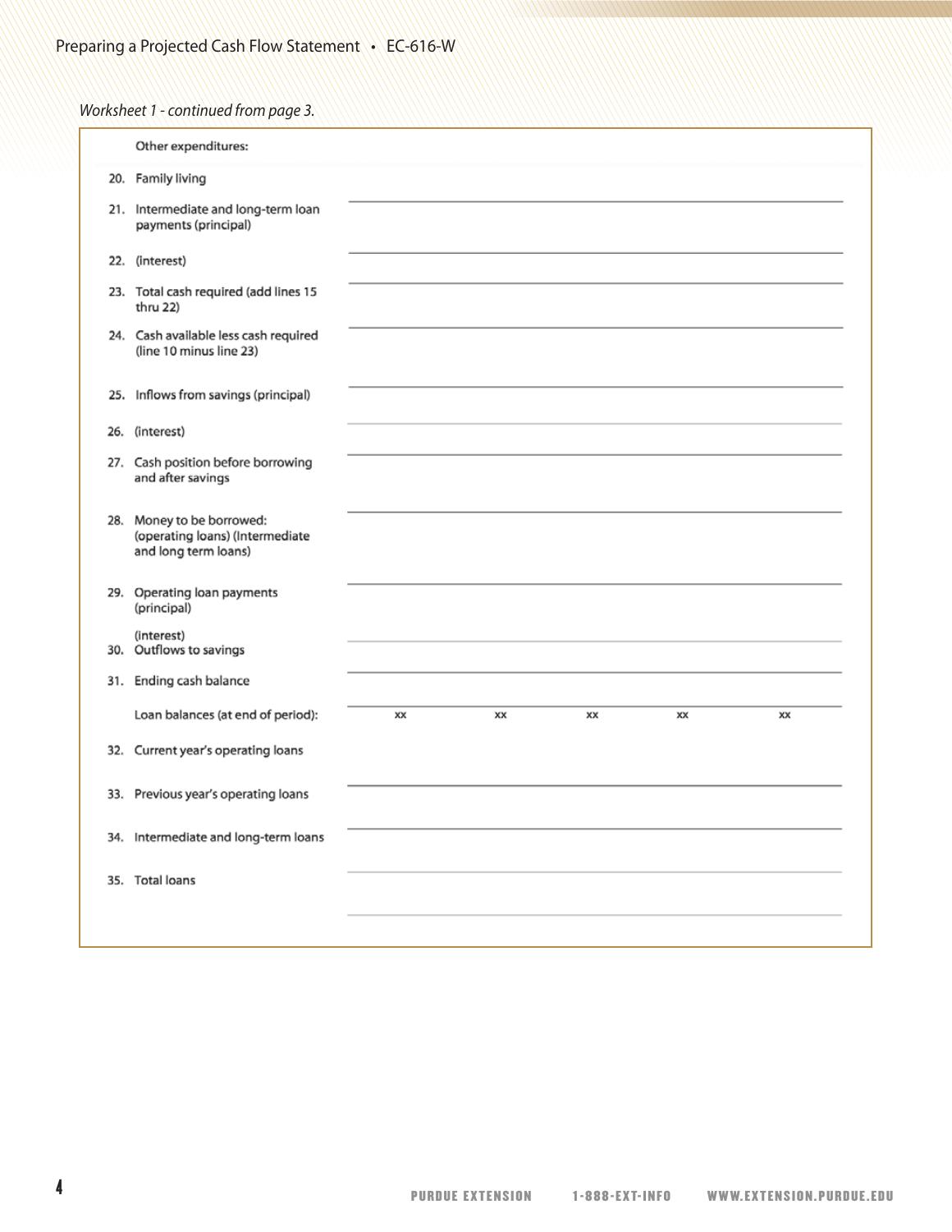*Worksheet 1 - continued from page 3.*

| | | | | | |
|---|---|---|---|---|---|
| **Other expenditures:** | | | | | |
| 20. Family living | | | | | |
| 21. Intermediate and long-term loan payments (principal) | | | | | |
| 22. (interest) | | | | | |
| 23. Total cash required (add lines 15 thru 22) | | | | | |
| 24. Cash available less cash required (line 10 minus line 23) | | | | | |
| 25. Inflows from savings (principal) | | | | | |
| 26. (interest) | | | | | |
| 27. Cash position before borrowing and after savings | | | | | |
| 28. Money to be borrowed: (operating loans) (Intermediate and long term loans) | | | | | |
| 29. Operating loan payments (principal) | | | | | |
| (interest) | | | | | |
| 30. Outflows to savings | | | | | |
| 31. Ending cash balance | | | | | |
| Loan balances (at end of period): | xx | xx | xx | xx | xx |
| 32. Current year's operating loans | | | | | |
| 33. Previous year's operating loans | | | | | |
| 34. Intermediate and long-term loans | | | | | |
| 35. Total loans | | | | | |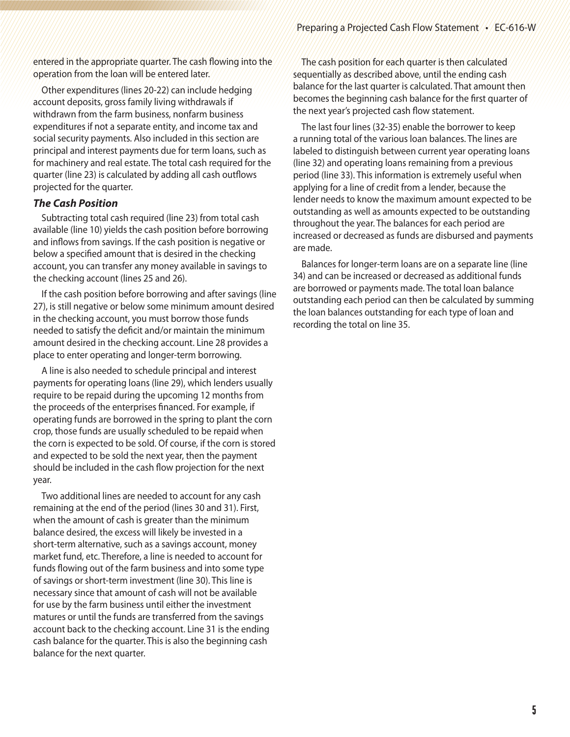entered in the appropriate quarter. The cash flowing into the operation from the loan will be entered later.

Other expenditures (lines 20-22) can include hedging account deposits, gross family living withdrawals if withdrawn from the farm business, nonfarm business expenditures if not a separate entity, and income tax and social security payments. Also included in this section are principal and interest payments due for term loans, such as for machinery and real estate. The total cash required for the quarter (line 23) is calculated by adding all cash outflows projected for the quarter.

### *The Cash Position*

Subtracting total cash required (line 23) from total cash available (line 10) yields the cash position before borrowing and inflows from savings. If the cash position is negative or below a specified amount that is desired in the checking account, you can transfer any money available in savings to the checking account (lines 25 and 26).

If the cash position before borrowing and after savings (line 27), is still negative or below some minimum amount desired in the checking account, you must borrow those funds needed to satisfy the deficit and/or maintain the minimum amount desired in the checking account. Line 28 provides a place to enter operating and longer-term borrowing.

A line is also needed to schedule principal and interest payments for operating loans (line 29), which lenders usually require to be repaid during the upcoming 12 months from the proceeds of the enterprises financed. For example, if operating funds are borrowed in the spring to plant the corn crop, those funds are usually scheduled to be repaid when the corn is expected to be sold. Of course, if the corn is stored and expected to be sold the next year, then the payment should be included in the cash flow projection for the next year.

Two additional lines are needed to account for any cash remaining at the end of the period (lines 30 and 31). First, when the amount of cash is greater than the minimum balance desired, the excess will likely be invested in a short-term alternative, such as a savings account, money market fund, etc. Therefore, a line is needed to account for funds flowing out of the farm business and into some type of savings or short-term investment (line 30). This line is necessary since that amount of cash will not be available for use by the farm business until either the investment matures or until the funds are transferred from the savings account back to the checking account. Line 31 is the ending cash balance for the quarter. This is also the beginning cash balance for the next quarter.

The cash position for each quarter is then calculated sequentially as described above, until the ending cash balance for the last quarter is calculated. That amount then becomes the beginning cash balance for the first quarter of the next year's projected cash flow statement.

The last four lines (32-35) enable the borrower to keep a running total of the various loan balances. The lines are labeled to distinguish between current year operating loans (line 32) and operating loans remaining from a previous period (line 33). This information is extremely useful when applying for a line of credit from a lender, because the lender needs to know the maximum amount expected to be outstanding as well as amounts expected to be outstanding throughout the year. The balances for each period are increased or decreased as funds are disbursed and payments are made.

Balances for longer-term loans are on a separate line (line 34) and can be increased or decreased as additional funds are borrowed or payments made. The total loan balance outstanding each period can then be calculated by summing the loan balances outstanding for each type of loan and recording the total on line 35.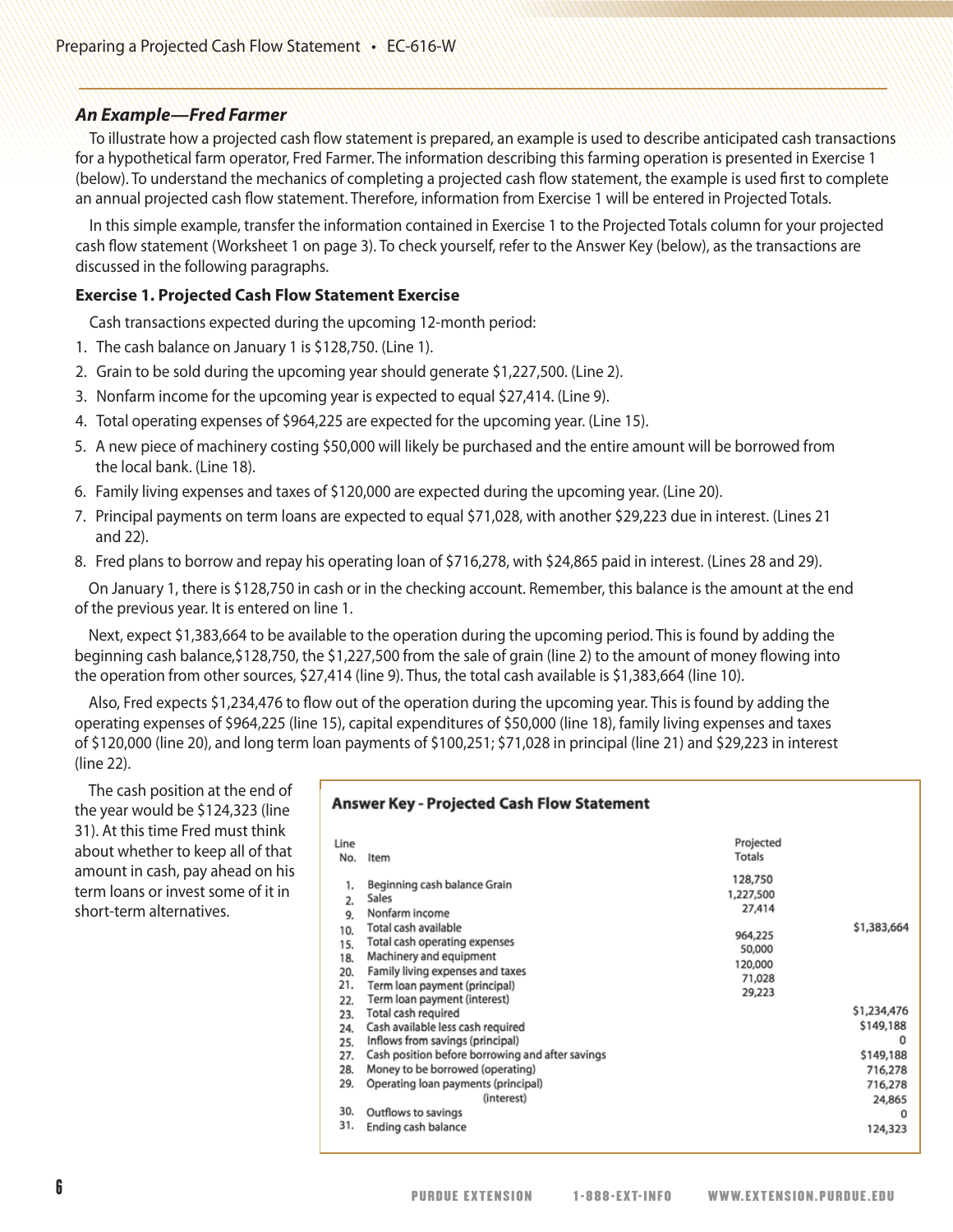### *An Example—Fred Farmer*

To illustrate how a projected cash flow statement is prepared, an example is used to describe anticipated cash transactions for a hypothetical farm operator, Fred Farmer. The information describing this farming operation is presented in Exercise 1 (below). To understand the mechanics of completing a projected cash flow statement, the example is used first to complete an annual projected cash flow statement. Therefore, information from Exercise 1 will be entered in Projected Totals.

In this simple example, transfer the information contained in Exercise 1 to the Projected Totals column for your projected cash flow statement (Worksheet 1 on page 3). To check yourself, refer to the Answer Key (below), as the transactions are discussed in the following paragraphs.

**Exercise 1. Projected Cash Flow Statement Exercise**

Cash transactions expected during the upcoming 12-month period:

1. The cash balance on January 1 is $128,750. (Line 1).
2. Grain to be sold during the upcoming year should generate $1,227,500. (Line 2).
3. Nonfarm income for the upcoming year is expected to equal $27,414. (Line 9).
4. Total operating expenses of $964,225 are expected for the upcoming year. (Line 15).
5. A new piece of machinery costing $50,000 will likely be purchased and the entire amount will be borrowed from the local bank. (Line 18).
6. Family living expenses and taxes of $120,000 are expected during the upcoming year. (Line 20).
7. Principal payments on term loans are expected to equal $71,028, with another $29,223 due in interest. (Lines 21 and 22).
8. Fred plans to borrow and repay his operating loan of $716,278, with $24,865 paid in interest. (Lines 28 and 29).

On January 1, there is $128,750 in cash or in the checking account. Remember, this balance is the amount at the end of the previous year. It is entered on line 1.

Next, expect $1,383,664 to be available to the operation during the upcoming period. This is found by adding the beginning cash balance,$128,750, the $1,227,500 from the sale of grain (line 2) to the amount of money flowing into the operation from other sources, $27,414 (line 9). Thus, the total cash available is $1,383,664 (line 10).

Also, Fred expects $1,234,476 to flow out of the operation during the upcoming year. This is found by adding the operating expenses of $964,225 (line 15), capital expenditures of $50,000 (line 18), family living expenses and taxes of $120,000 (line 20), and long term loan payments of $100,251; $71,028 in principal (line 21) and $29,223 in interest (line 22).

The cash position at the end of the year would be $124,323 (line 31). At this time Fred must think about whether to keep all of that amount in cash, pay ahead on his term loans or invest some of it in short-term alternatives.

**Answer Key - Projected Cash Flow Statement**

| Line No. | Item | Projected Totals | |
|---|---|---|---|
| 1. | Beginning cash balance Grain | 128,750 | |
| 2. | Sales | 1,227,500 | |
| 9. | Nonfarm income | 27,414 | |
| 10. | Total cash available | | $1,383,664 |
| 15. | Total cash operating expenses | 964,225 | |
| 18. | Machinery and equipment | 50,000 | |
| 20. | Family living expenses and taxes | 120,000 | |
| 21. | Term loan payment (principal) | 71,028 | |
| 22. | Term loan payment (interest) | 29,223 | |
| 23. | Total cash required | | $1,234,476 |
| 24. | Cash available less cash required | | $149,188 |
| 25. | Inflows from savings (principal) | | 0 |
| 27. | Cash position before borrowing and after savings | | $149,188 |
| 28. | Money to be borrowed (operating) | | 716,278 |
| 29. | Operating loan payments (principal) | | 716,278 |
| | (interest) | | 24,865 |
| 30. | Outflows to savings | | 0 |
| 31. | Ending cash balance | | 124,323 |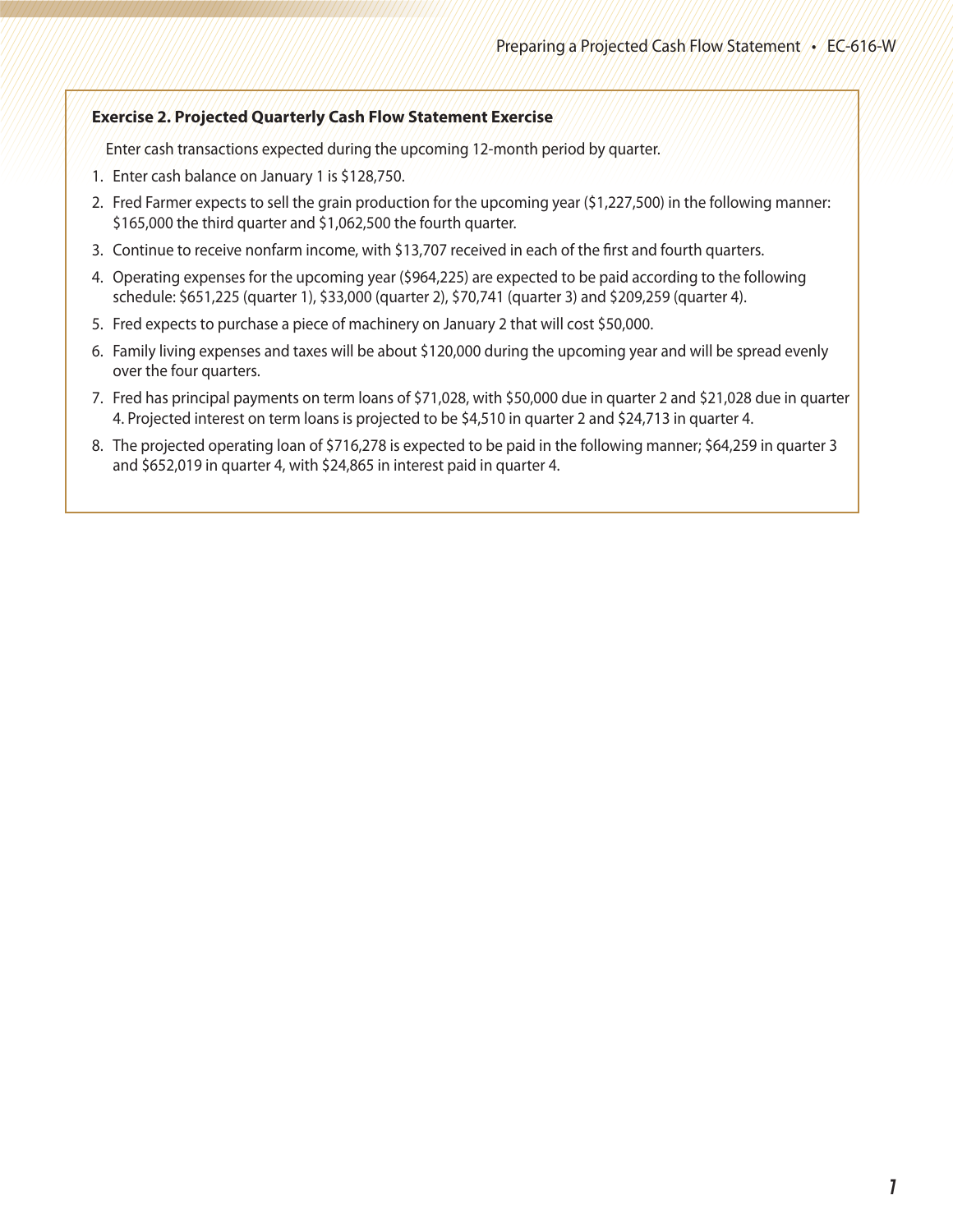**Exercise 2. Projected Quarterly Cash Flow Statement Exercise**

Enter cash transactions expected during the upcoming 12-month period by quarter.

1. Enter cash balance on January 1 is $128,750.
2. Fred Farmer expects to sell the grain production for the upcoming year ($1,227,500) in the following manner: $165,000 the third quarter and $1,062,500 the fourth quarter.
3. Continue to receive nonfarm income, with $13,707 received in each of the first and fourth quarters.
4. Operating expenses for the upcoming year ($964,225) are expected to be paid according to the following schedule: $651,225 (quarter 1), $33,000 (quarter 2), $70,741 (quarter 3) and $209,259 (quarter 4).
5. Fred expects to purchase a piece of machinery on January 2 that will cost $50,000.
6. Family living expenses and taxes will be about $120,000 during the upcoming year and will be spread evenly over the four quarters.
7. Fred has principal payments on term loans of $71,028, with $50,000 due in quarter 2 and $21,028 due in quarter 4. Projected interest on term loans is projected to be $4,510 in quarter 2 and $24,713 in quarter 4.
8. The projected operating loan of $716,278 is expected to be paid in the following manner; $64,259 in quarter 3 and $652,019 in quarter 4, with $24,865 in interest paid in quarter 4.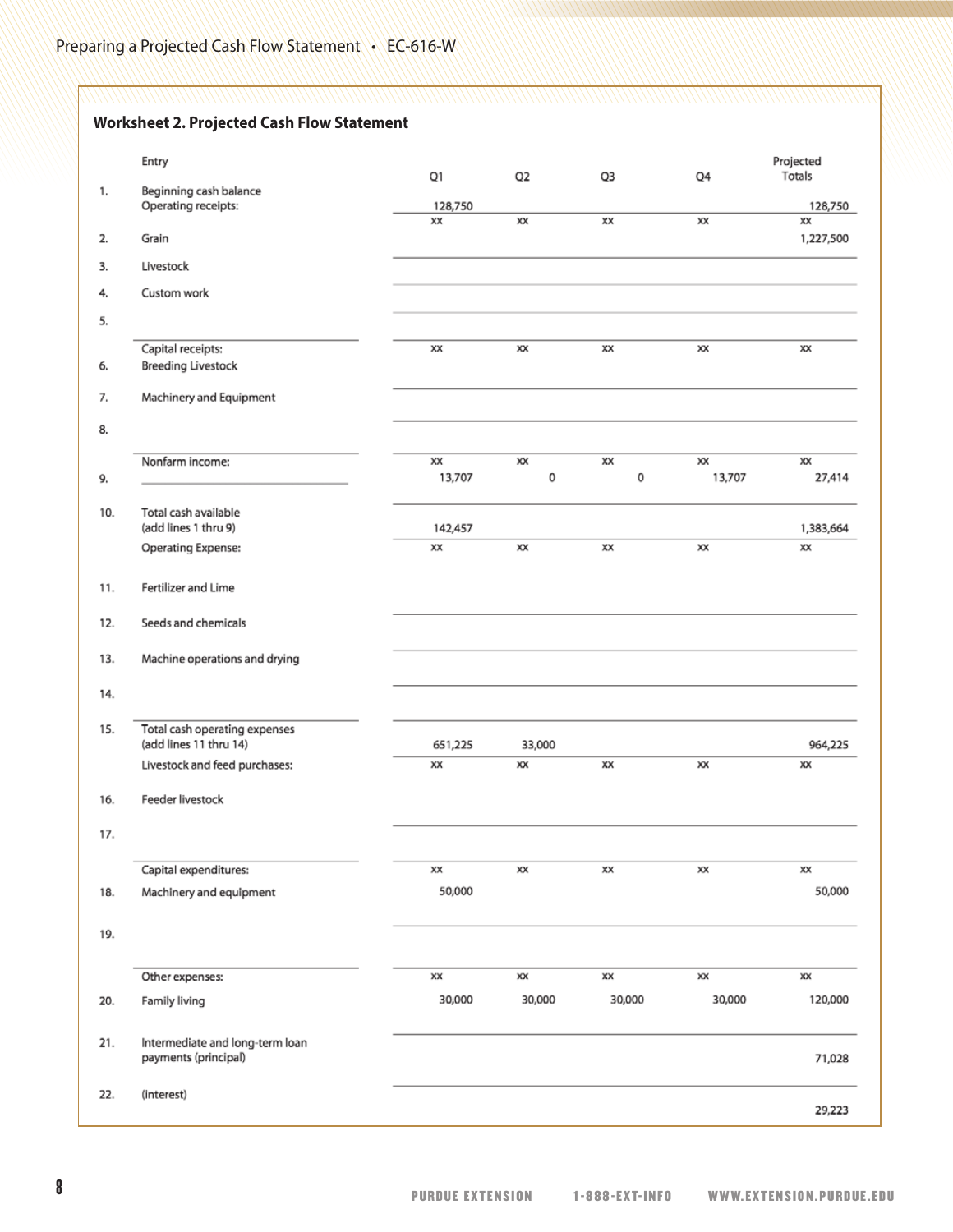**Worksheet 2. Projected Cash Flow Statement**

| | Entry | Q1 | Q2 | Q3 | Q4 | Projected Totals |
|---|---|---|---|---|---|---|
| 1. | Beginning cash balance | 128,750 | | | | 128,750 |
| | Operating receipts: | xx | xx | xx | xx | xx |
| 2. | Grain | | | | | 1,227,500 |
| 3. | Livestock | | | | | |
| 4. | Custom work | | | | | |
| 5. | | | | | | |
| | Capital receipts: | xx | xx | xx | xx | xx |
| 6. | Breeding Livestock | | | | | |
| 7. | Machinery and Equipment | | | | | |
| 8. | | | | | | |
| | Nonfarm income: | xx | xx | xx | xx | xx |
| 9. | | 13,707 | 0 | 0 | 13,707 | 27,414 |
| 10. | Total cash available (add lines 1 thru 9) | 142,457 | | | | 1,383,664 |
| | Operating Expense: | xx | xx | xx | xx | xx |
| 11. | Fertilizer and Lime | | | | | |
| 12. | Seeds and chemicals | | | | | |
| 13. | Machine operations and drying | | | | | |
| 14. | | | | | | |
| 15. | Total cash operating expenses (add lines 11 thru 14) | 651,225 | 33,000 | | | 964,225 |
| | Livestock and feed purchases: | xx | xx | xx | xx | xx |
| 16. | Feeder livestock | | | | | |
| 17. | | | | | | |
| | Capital expenditures: | xx | xx | xx | xx | xx |
| 18. | Machinery and equipment | 50,000 | | | | 50,000 |
| 19. | | | | | | |
| | Other expenses: | xx | xx | xx | xx | xx |
| 20. | Family living | 30,000 | 30,000 | 30,000 | 30,000 | 120,000 |
| 21. | Intermediate and long-term loan payments (principal) | | | | | 71,028 |
| 22. | (Interest) | | | | | 29,223 |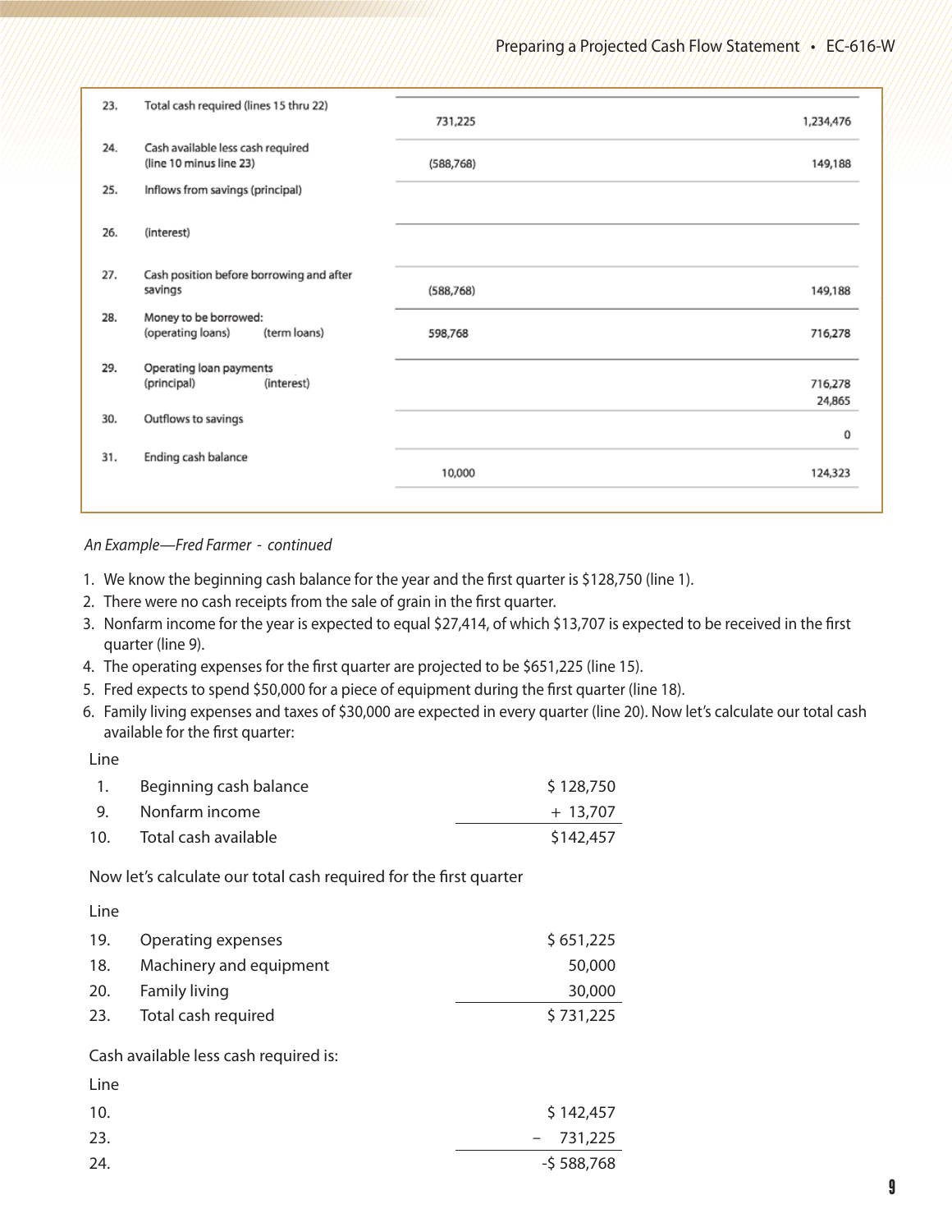| | | | |
|---|---|---|---|
| 23. | Total cash required (lines 15 thru 22) | 731,225 | 1,234,476 |
| 24. | Cash available less cash required (line 10 minus line 23) | (588,768) | 149,188 |
| 25. | Inflows from savings (principal) | | |
| 26. | (interest) | | |
| 27. | Cash position before borrowing and after savings | (588,768) | 149,188 |
| 28. | Money to be borrowed: (operating loans) (term loans) | 598,768 | 716,278 |
| 29. | Operating loan payments (principal) (interest) | | 716,278<br>24,865 |
| 30. | Outflows to savings | | 0 |
| 31. | Ending cash balance | 10,000 | 124,323 |

*An Example—Fred Farmer - continued*

1. We know the beginning cash balance for the year and the first quarter is $128,750 (line 1).
2. There were no cash receipts from the sale of grain in the first quarter.
3. Nonfarm income for the year is expected to equal $27,414, of which $13,707 is expected to be received in the first quarter (line 9).
4. The operating expenses for the first quarter are projected to be $651,225 (line 15).
5. Fred expects to spend $50,000 for a piece of equipment during the first quarter (line 18).
6. Family living expenses and taxes of $30,000 are expected in every quarter (line 20). Now let's calculate our total cash available for the first quarter:

| Line | | |
|---|---|---|
| 1. | Beginning cash balance | $ 128,750 |
| 9. | Nonfarm income | + 13,707 |
| 10. | Total cash available | $142,457 |

Now let's calculate our total cash required for the first quarter

| Line | | |
|---|---|---|
| 19. | Operating expenses | $ 651,225 |
| 18. | Machinery and equipment | 50,000 |
| 20. | Family living | 30,000 |
| 23. | Total cash required | $ 731,225 |

Cash available less cash required is:

| Line | |
|---|---|
| 10. | $ 142,457 |
| 23. | − 731,225 |
| 24. | -$ 588,768 |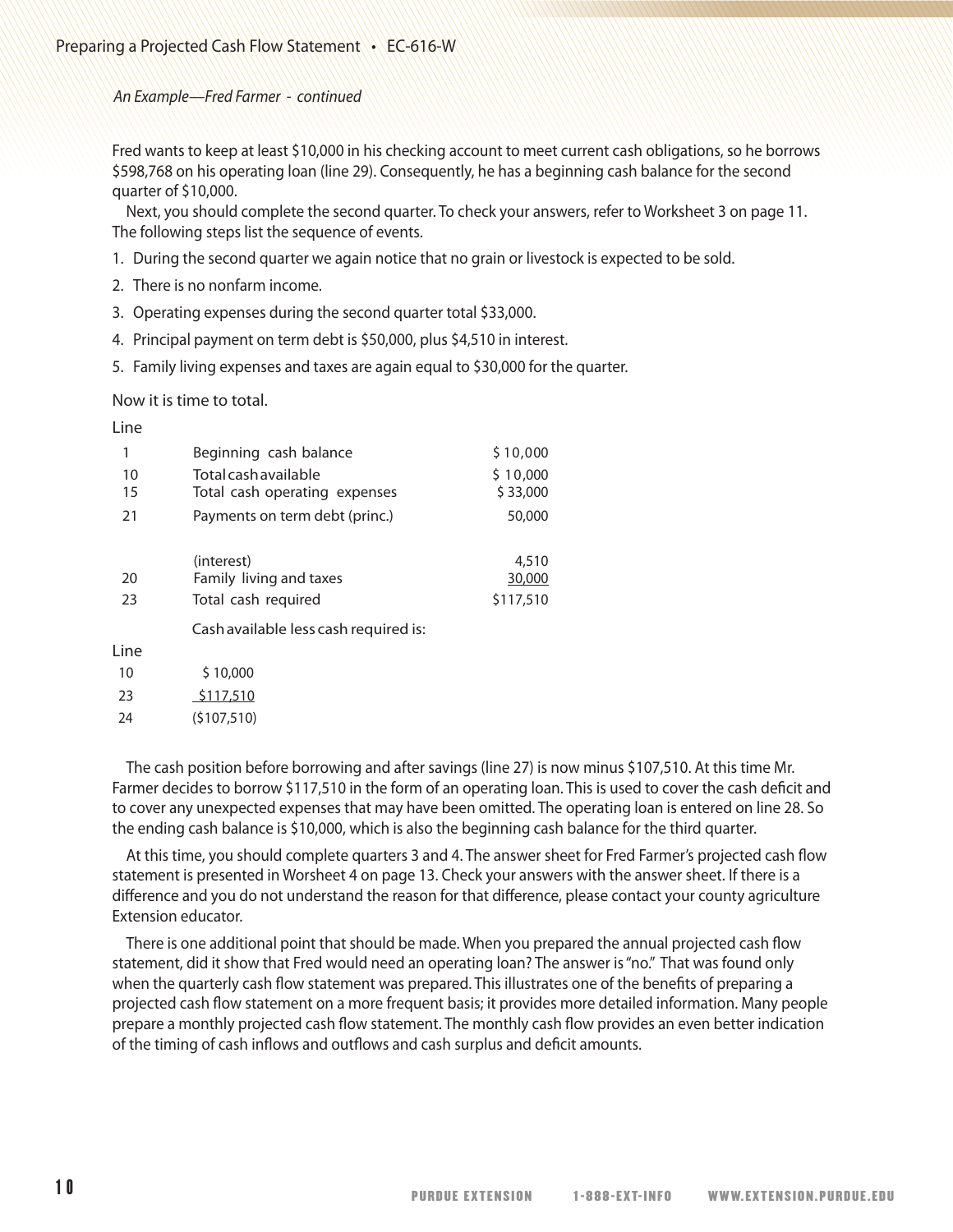*An Example—Fred Farmer - continued*

Fred wants to keep at least $10,000 in his checking account to meet current cash obligations, so he borrows $598,768 on his operating loan (line 29). Consequently, he has a beginning cash balance for the second quarter of $10,000.

Next, you should complete the second quarter. To check your answers, refer to Worksheet 3 on page 11. The following steps list the sequence of events.

1. During the second quarter we again notice that no grain or livestock is expected to be sold.
2. There is no nonfarm income.
3. Operating expenses during the second quarter total $33,000.
4. Principal payment on term debt is $50,000, plus $4,510 in interest.
5. Family living expenses and taxes are again equal to $30,000 for the quarter.

Now it is time to total.

| Line | | |
|---|---|---|
| 1 | Beginning cash balance | $ 10,000 |
| 10 | Total cash available | $ 10,000 |
| 15 | Total cash operating expenses | $ 33,000 |
| 21 | Payments on term debt (princ.) | 50,000 |
| | (interest) | 4,510 |
| 20 | Family living and taxes | 30,000 |
| 23 | Total cash required | $117,510 |

Cash available less cash required is:

| Line | |
|---|---|
| 10 | $ 10,000 |
| 23 | $117,510 |
| 24 | ($107,510) |

The cash position before borrowing and after savings (line 27) is now minus $107,510. At this time Mr. Farmer decides to borrow $117,510 in the form of an operating loan. This is used to cover the cash deficit and to cover any unexpected expenses that may have been omitted. The operating loan is entered on line 28. So the ending cash balance is $10,000, which is also the beginning cash balance for the third quarter.

At this time, you should complete quarters 3 and 4. The answer sheet for Fred Farmer's projected cash flow statement is presented in Worsheet 4 on page 13. Check your answers with the answer sheet. If there is a difference and you do not understand the reason for that difference, please contact your county agriculture Extension educator.

There is one additional point that should be made. When you prepared the annual projected cash flow statement, did it show that Fred would need an operating loan? The answer is "no." That was found only when the quarterly cash flow statement was prepared. This illustrates one of the benefits of preparing a projected cash flow statement on a more frequent basis; it provides more detailed information. Many people prepare a monthly projected cash flow statement. The monthly cash flow provides an even better indication of the timing of cash inflows and outflows and cash surplus and deficit amounts.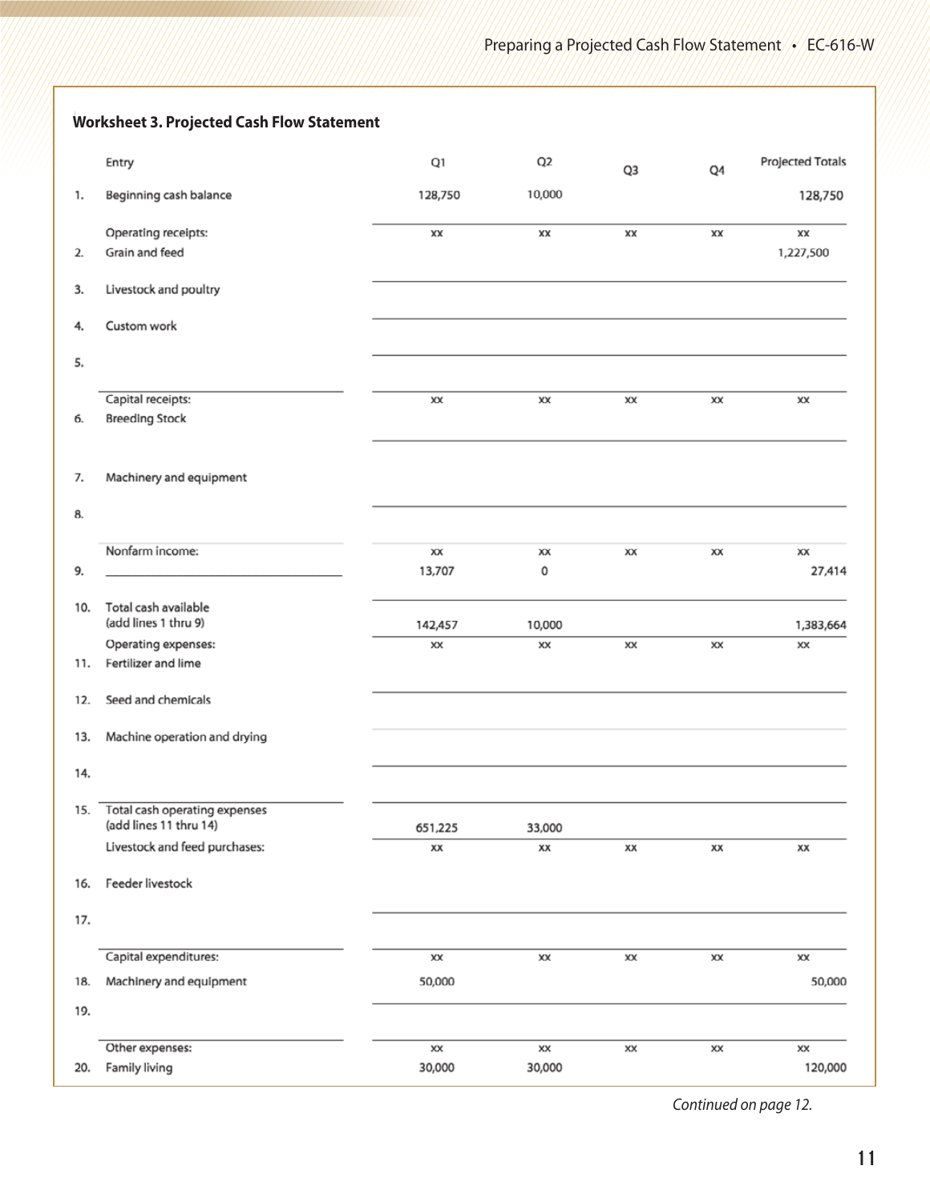**Worksheet 3. Projected Cash Flow Statement**

| | Entry | Q1 | Q2 | Q3 | Q4 | Projected Totals |
|---|---|---|---|---|---|---|
| 1. | Beginning cash balance | 128,750 | 10,000 | | | 128,750 |
| | Operating receipts: | xx | xx | xx | xx | xx |
| 2. | Grain and feed | | | | | 1,227,500 |
| 3. | Livestock and poultry | | | | | |
| 4. | Custom work | | | | | |
| 5. | | | | | | |
| | Capital receipts: | xx | xx | xx | xx | xx |
| 6. | Breeding Stock | | | | | |
| 7. | Machinery and equipment | | | | | |
| 8. | | | | | | |
| | Nonfarm income: | xx | xx | xx | xx | xx |
| 9. | | 13,707 | 0 | | | 27,414 |
| 10. | Total cash available (add lines 1 thru 9) | 142,457 | 10,000 | | | 1,383,664 |
| | Operating expenses: | xx | xx | xx | xx | xx |
| 11. | Fertilizer and lime | | | | | |
| 12. | Seed and chemicals | | | | | |
| 13. | Machine operation and drying | | | | | |
| 14. | | | | | | |
| 15. | Total cash operating expenses (add lines 11 thru 14) | 651,225 | 33,000 | | | |
| | Livestock and feed purchases: | xx | xx | xx | xx | xx |
| 16. | Feeder livestock | | | | | |
| 17. | | | | | | |
| | Capital expenditures: | xx | xx | xx | xx | xx |
| 18. | Machinery and equipment | 50,000 | | | | 50,000 |
| 19. | | | | | | |
| | Other expenses: | xx | xx | xx | xx | xx |
| 20. | Family living | 30,000 | 30,000 | | | 120,000 |

*Continued on page 12.*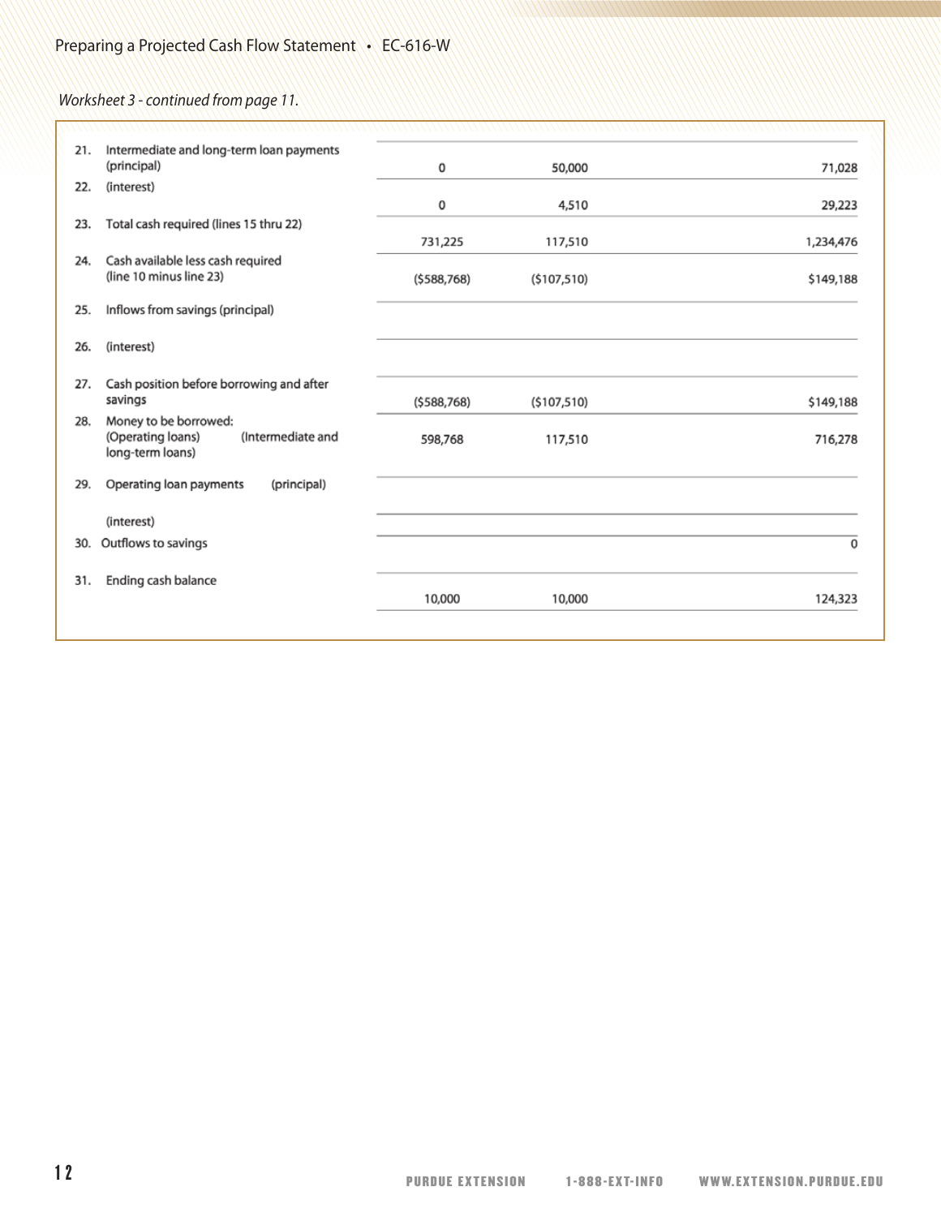*Worksheet 3 - continued from page 11.*

| | | | |
|---|---|---|---|
| 21. Intermediate and long-term loan payments (principal) | 0 | 50,000 | 71,028 |
| 22. (interest) | 0 | 4,510 | 29,223 |
| 23. Total cash required (lines 15 thru 22) | 731,225 | 117,510 | 1,234,476 |
| 24. Cash available less cash required (line 10 minus line 23) | ($588,768) | ($107,510) | $149,188 |
| 25. Inflows from savings (principal) | | | |
| 26. (interest) | | | |
| 27. Cash position before borrowing and after savings | ($588,768) | ($107,510) | $149,188 |
| 28. Money to be borrowed: (Operating loans) (Intermediate and long-term loans) | 598,768 | 117,510 | 716,278 |
| 29. Operating loan payments (principal) | | | |
| (interest) | | | |
| 30. Outflows to savings | | | 0 |
| 31. Ending cash balance | 10,000 | 10,000 | 124,323 |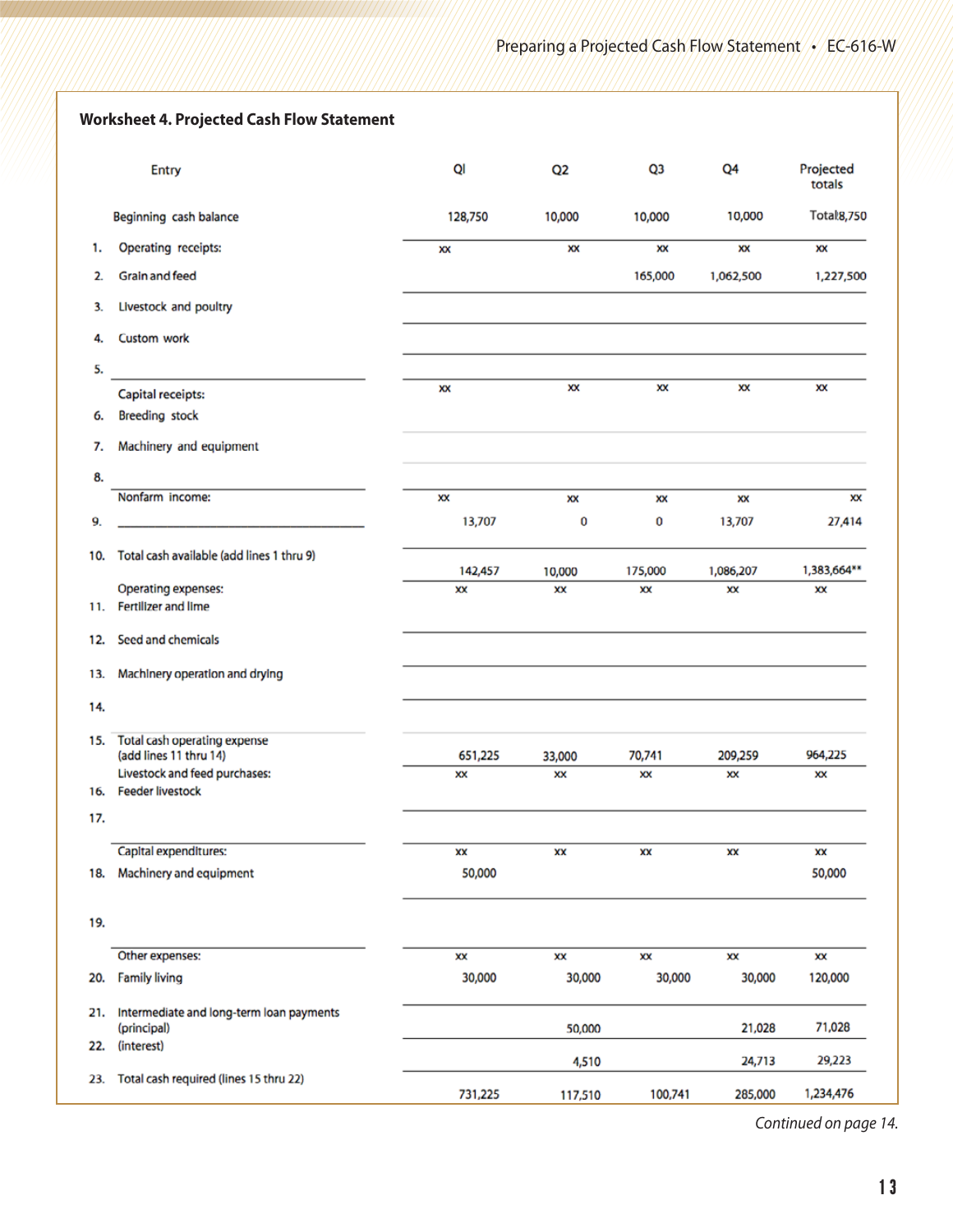**Worksheet 4. Projected Cash Flow Statement**

| | Entry | QI | Q2 | Q3 | Q4 | Projected totals |
|---|---|---|---|---|---|---|
| | Beginning cash balance | 128,750 | 10,000 | 10,000 | 10,000 | Total8,750 |
| 1. | Operating receipts: | xx | xx | xx | xx | xx |
| 2. | Grain and feed | | | 165,000 | 1,062,500 | 1,227,500 |
| 3. | Livestock and poultry | | | | | |
| 4. | Custom work | | | | | |
| 5. | | | | | | |
| | Capital receipts: | xx | xx | xx | xx | xx |
| 6. | Breeding stock | | | | | |
| 7. | Machinery and equipment | | | | | |
| 8. | | | | | | |
| | Nonfarm income: | xx | xx | xx | xx | xx |
| 9. | | 13,707 | 0 | 0 | 13,707 | 27,414 |
| 10. | Total cash available (add lines 1 thru 9) | 142,457 | 10,000 | 175,000 | 1,086,207 | 1,383,664** |
| | Operating expenses: | xx | xx | xx | xx | xx |
| 11. | Fertilizer and lime | | | | | |
| 12. | Seed and chemicals | | | | | |
| 13. | Machinery operation and drying | | | | | |
| 14. | | | | | | |
| 15. | Total cash operating expense (add lines 11 thru 14) | 651,225 | 33,000 | 70,741 | 209,259 | 964,225 |
| | Livestock and feed purchases: | xx | xx | xx | xx | xx |
| 16. | Feeder livestock | | | | | |
| 17. | | | | | | |
| | Capital expenditures: | xx | xx | xx | xx | xx |
| 18. | Machinery and equipment | 50,000 | | | | 50,000 |
| 19. | | | | | | |
| | Other expenses: | xx | xx | xx | xx | xx |
| 20. | Family living | 30,000 | 30,000 | 30,000 | 30,000 | 120,000 |
| 21. | Intermediate and long-term loan payments (principal) | | 50,000 | | 21,028 | 71,028 |
| 22. | (interest) | | 4,510 | | 24,713 | 29,223 |
| 23. | Total cash required (lines 15 thru 22) | 731,225 | 117,510 | 100,741 | 285,000 | 1,234,476 |

*Continued on page 14.*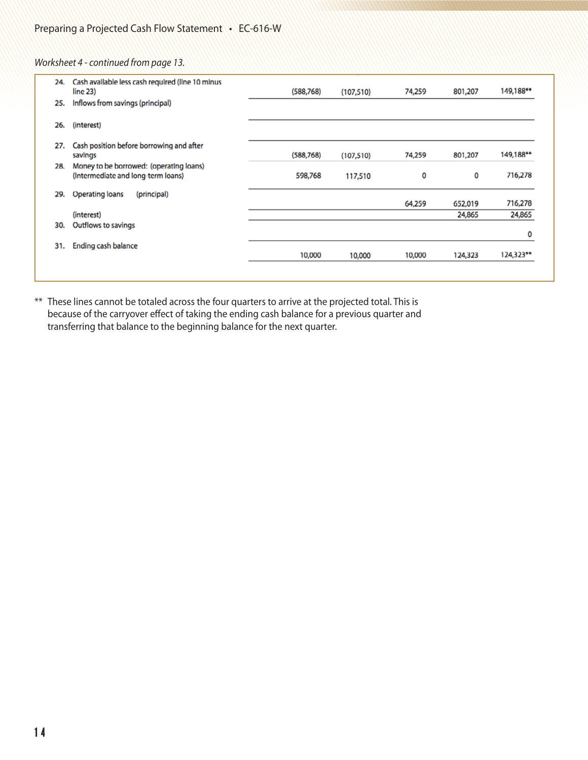*Worksheet 4 - continued from page 13.*

| | | | | | |
|---|---|---|---|---|---|
| 24. Cash available less cash required (line 10 minus line 23) | (588,768) | (107,510) | 74,259 | 801,207 | 149,188** |
| 25. Inflows from savings (principal) | | | | | |
| 26. (interest) | | | | | |
| 27. Cash position before borrowing and after savings | (588,768) | (107,510) | 74,259 | 801,207 | 149,188** |
| 28. Money to be borrowed: (operating loans) (Intermediate and long-term loans) | 598,768 | 117,510 | 0 | 0 | 716,278 |
| 29. Operating loans (principal) | | | 64,259 | 652,019 | 716,278 |
| (interest) | | | | 24,865 | 24,865 |
| 30. Outflows to savings | | | | | 0 |
| 31. Ending cash balance | 10,000 | 10,000 | 10,000 | 124,323 | 124,323** |

** These lines cannot be totaled across the four quarters to arrive at the projected total. This is because of the carryover effect of taking the ending cash balance for a previous quarter and transferring that balance to the beginning balance for the next quarter.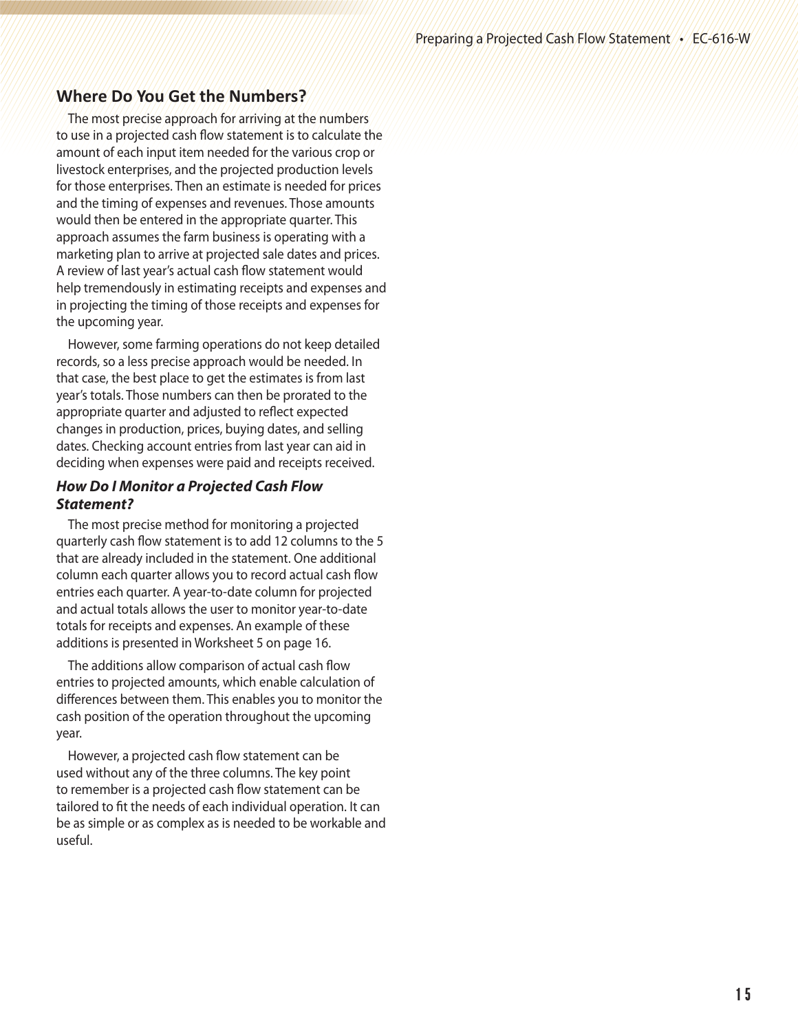## Where Do You Get the Numbers?

The most precise approach for arriving at the numbers to use in a projected cash flow statement is to calculate the amount of each input item needed for the various crop or livestock enterprises, and the projected production levels for those enterprises. Then an estimate is needed for prices and the timing of expenses and revenues. Those amounts would then be entered in the appropriate quarter. This approach assumes the farm business is operating with a marketing plan to arrive at projected sale dates and prices. A review of last year's actual cash flow statement would help tremendously in estimating receipts and expenses and in projecting the timing of those receipts and expenses for the upcoming year.

However, some farming operations do not keep detailed records, so a less precise approach would be needed. In that case, the best place to get the estimates is from last year's totals. Those numbers can then be prorated to the appropriate quarter and adjusted to reflect expected changes in production, prices, buying dates, and selling dates. Checking account entries from last year can aid in deciding when expenses were paid and receipts received.

### *How Do I Monitor a Projected Cash Flow Statement?*

The most precise method for monitoring a projected quarterly cash flow statement is to add 12 columns to the 5 that are already included in the statement. One additional column each quarter allows you to record actual cash flow entries each quarter. A year-to-date column for projected and actual totals allows the user to monitor year-to-date totals for receipts and expenses. An example of these additions is presented in Worksheet 5 on page 16.

The additions allow comparison of actual cash flow entries to projected amounts, which enable calculation of differences between them. This enables you to monitor the cash position of the operation throughout the upcoming year.

However, a projected cash flow statement can be used without any of the three columns. The key point to remember is a projected cash flow statement can be tailored to fit the needs of each individual operation. It can be as simple or as complex as is needed to be workable and useful.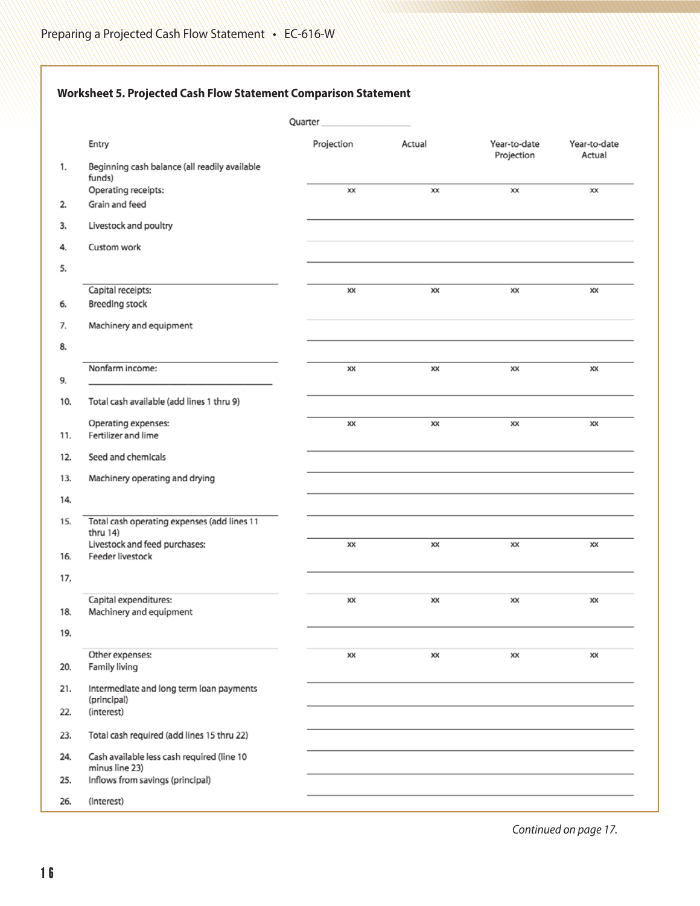**Worksheet 5. Projected Cash Flow Statement Comparison Statement**

Quarter ______________

| | Entry | Projection | Actual | Year-to-date Projection | Year-to-date Actual |
|---|---|---|---|---|---|
| 1. | Beginning cash balance (all readily available funds) | | | | |
| | Operating receipts: | xx | xx | xx | xx |
| 2. | Grain and feed | | | | |
| 3. | Livestock and poultry | | | | |
| 4. | Custom work | | | | |
| 5. | | | | | |
| | Capital receipts: | xx | xx | xx | xx |
| 6. | Breeding stock | | | | |
| 7. | Machinery and equipment | | | | |
| 8. | | | | | |
| | Nonfarm income: | xx | xx | xx | xx |
| 9. | ______________________ | | | | |
| 10. | Total cash available (add lines 1 thru 9) | | | | |
| | Operating expenses: | xx | xx | xx | xx |
| 11. | Fertilizer and lime | | | | |
| 12. | Seed and chemicals | | | | |
| 13. | Machinery operating and drying | | | | |
| 14. | | | | | |
| 15. | Total cash operating expenses (add lines 11 thru 14) | | | | |
| | Livestock and feed purchases: | xx | xx | xx | xx |
| 16. | Feeder livestock | | | | |
| 17. | | | | | |
| | Capital expenditures: | xx | xx | xx | xx |
| 18. | Machinery and equipment | | | | |
| 19. | | | | | |
| | Other expenses: | xx | xx | xx | xx |
| 20. | Family living | | | | |
| 21. | Intermediate and long term loan payments (principal) | | | | |
| 22. | (interest) | | | | |
| 23. | Total cash required (add lines 15 thru 22) | | | | |
| 24. | Cash available less cash required (line 10 minus line 23) | | | | |
| 25. | Inflows from savings (principal) | | | | |
| 26. | (interest) | | | | |

*Continued on page 17.*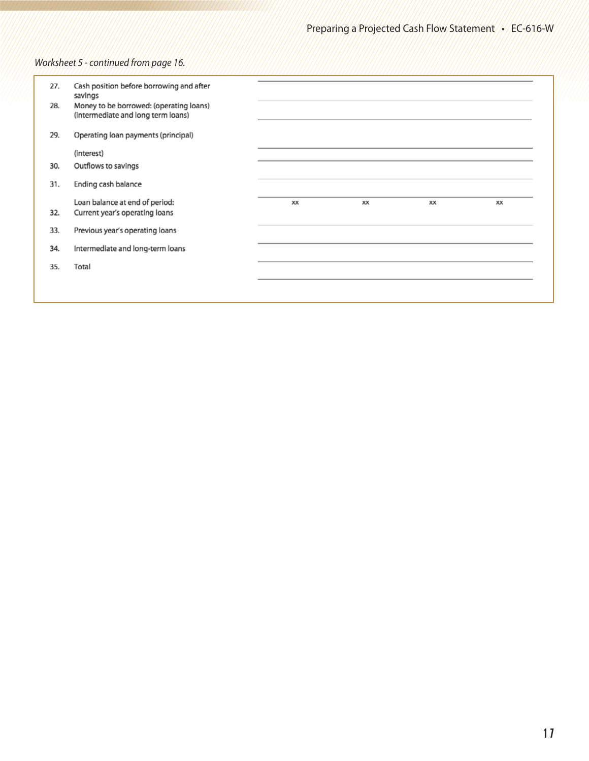*Worksheet 5 - continued from page 16.*

| | | | | | |
|---|---|---|---|---|---|
| 27. | Cash position before borrowing and after savings | | | | |
| 28. | Money to be borrowed: (operating loans) (intermediate and long term loans) | | | | |
| 29. | Operating loan payments (principal) | | | | |
| | (interest) | | | | |
| 30. | Outflows to savings | | | | |
| 31. | Ending cash balance | | | | |
| | Loan balance at end of period: | xx | xx | xx | xx |
| 32. | Current year's operating loans | | | | |
| 33. | Previous year's operating loans | | | | |
| 34. | Intermediate and long-term loans | | | | |
| 35. | Total | | | | |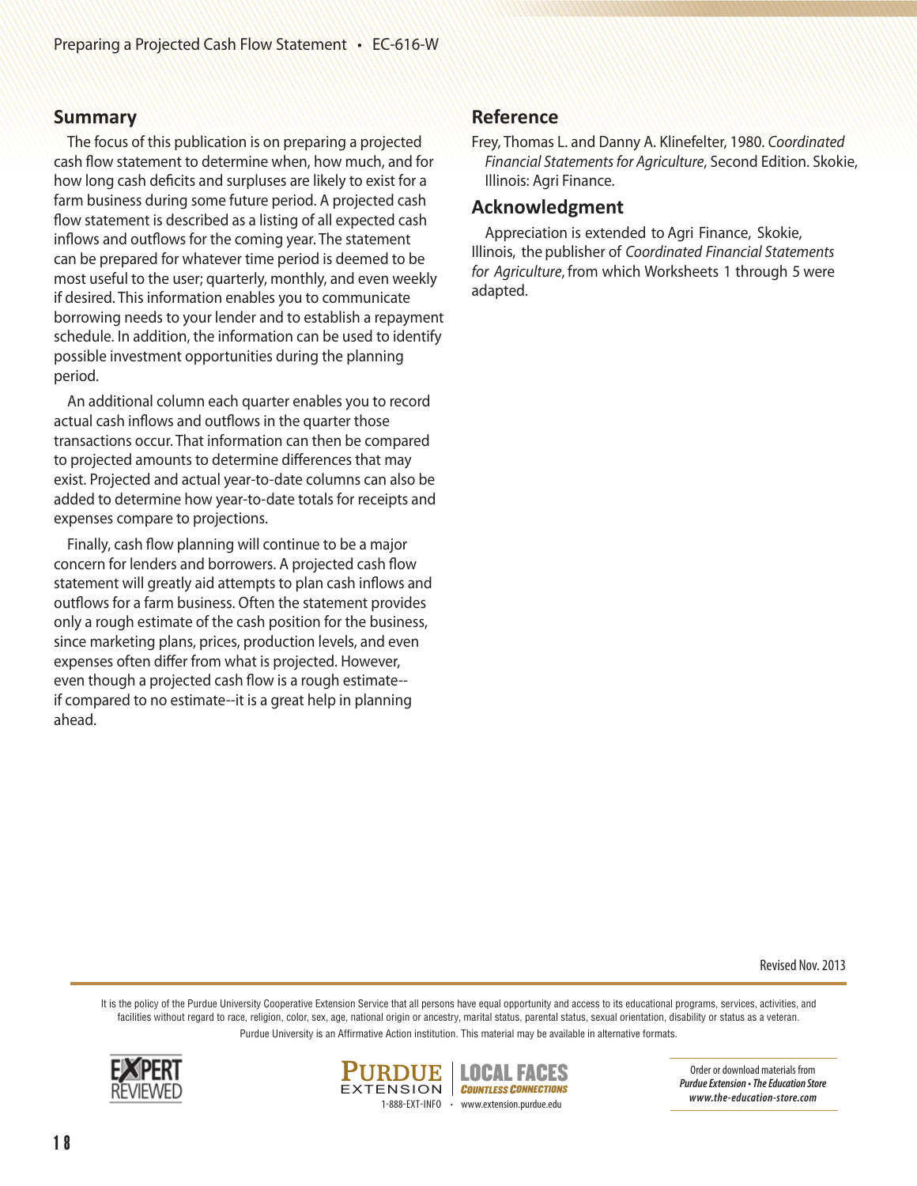## Summary

The focus of this publication is on preparing a projected cash flow statement to determine when, how much, and for how long cash deficits and surpluses are likely to exist for a farm business during some future period. A projected cash flow statement is described as a listing of all expected cash inflows and outflows for the coming year. The statement can be prepared for whatever time period is deemed to be most useful to the user; quarterly, monthly, and even weekly if desired. This information enables you to communicate borrowing needs to your lender and to establish a repayment schedule. In addition, the information can be used to identify possible investment opportunities during the planning period.

An additional column each quarter enables you to record actual cash inflows and outflows in the quarter those transactions occur. That information can then be compared to projected amounts to determine differences that may exist. Projected and actual year-to-date columns can also be added to determine how year-to-date totals for receipts and expenses compare to projections.

Finally, cash flow planning will continue to be a major concern for lenders and borrowers. A projected cash flow statement will greatly aid attempts to plan cash inflows and outflows for a farm business. Often the statement provides only a rough estimate of the cash position for the business, since marketing plans, prices, production levels, and even expenses often differ from what is projected. However, even though a projected cash flow is a rough estimate--if compared to no estimate--it is a great help in planning ahead.

## Reference

Frey, Thomas L. and Danny A. Klinefelter, 1980. *Coordinated Financial Statements for Agriculture*, Second Edition. Skokie, Illinois: Agri Finance.

## Acknowledgment

Appreciation is extended to Agri Finance, Skokie, Illinois, the publisher of *Coordinated Financial Statements for Agriculture*, from which Worksheets 1 through 5 were adapted.

Revised Nov. 2013

It is the policy of the Purdue University Cooperative Extension Service that all persons have equal opportunity and access to its educational programs, services, activities, and facilities without regard to race, religion, color, sex, age, national origin or ancestry, marital status, parental status, sexual orientation, disability or status as a veteran. Purdue University is an Affirmative Action institution. This material may be available in alternative formats.

EXPERT REVIEWED

PURDUE EXTENSION | LOCAL FACES *COUNTLESS CONNECTIONS*

1-888-EXT-INFO • www.extension.purdue.edu

Order or download materials from
*Purdue Extension • The Education Store*
*www.the-education-store.com*